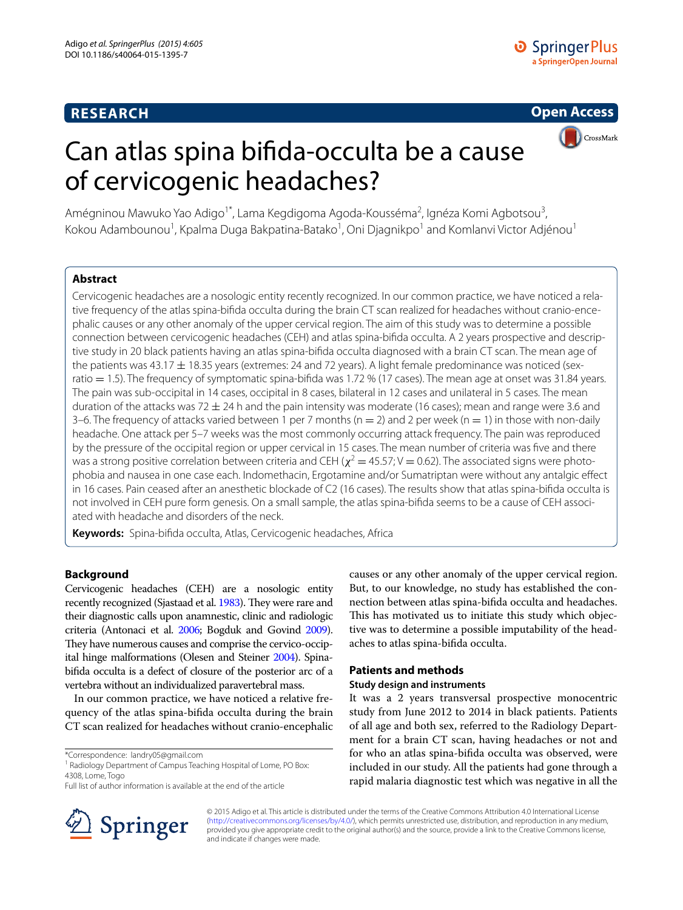RESEARCH

Open Access

# Can atlas spina bifida-occulta be a cause of cervicogenic headaches?

Amégninou Mawuko Yao Adigo[1*], Lama Kegdigoma Agoda-Kousséma[2], Ignéza Komi Agbotsou[3], Kokou Adambounou[1], Kpalma Duga Bakpatina-Batako[1], Oni Djagnikpo[1] and Komlanvi Victor Adjénou[1]

## Abstract

Cervicogenic headaches are a nosologic entity recently recognized. In our common practice, we have noticed a relative frequency of the atlas spina-bifida occulta during the brain CT scan realized for headaches without cranio-encephalic causes or any other anomaly of the upper cervical region. The aim of this study was to determine a possible connection between cervicogenic headaches (CEH) and atlas spina-bifida occulta. A 2 years prospective and descriptive study in 20 black patients having an atlas spina-bifida occulta diagnosed with a brain CT scan. The mean age of the patients was 43.17 ± 18.35 years (extremes: 24 and 72 years). A light female predominance was noticed (sex-ratio = 1.5). The frequency of symptomatic spina-bifida was 1.72 % (17 cases). The mean age at onset was 31.84 years. The pain was sub-occipital in 14 cases, occipital in 8 cases, bilateral in 12 cases and unilateral in 5 cases. The mean duration of the attacks was 72 ± 24 h and the pain intensity was moderate (16 cases); mean and range were 3.6 and 3–6. The frequency of attacks varied between 1 per 7 months (n = 2) and 2 per week (n = 1) in those with non-daily headache. One attack per 5–7 weeks was the most commonly occurring attack frequency. The pain was reproduced by the pressure of the occipital region or upper cervical in 15 cases. The mean number of criteria was five and there was a strong positive correlation between criteria and CEH ($\chi^2 = 45.57$; V = 0.62). The associated signs were photophobia and nausea in one case each. Indomethacin, Ergotamine and/or Sumatriptan were without any antalgic effect in 16 cases. Pain ceased after an anesthetic blockade of C2 (16 cases). The results show that atlas spina-bifida occulta is not involved in CEH pure form genesis. On a small sample, the atlas spina-bifida seems to be a cause of CEH associated with headache and disorders of the neck.

**Keywords:** Spina-bifida occulta, Atlas, Cervicogenic headaches, Africa

## Background

Cervicogenic headaches (CEH) are a nosologic entity recently recognized (Sjastaad et al. 1983). They were rare and their diagnostic calls upon anamnestic, clinic and radiologic criteria (Antonaci et al. 2006; Bogduk and Govind 2009). They have numerous causes and comprise the cervico-occipital hinge malformations (Olesen and Steiner 2004). Spina-bifida occulta is a defect of closure of the posterior arc of a vertebra without an individualized paravertebral mass.

In our common practice, we have noticed a relative frequency of the atlas spina-bifida occulta during the brain CT scan realized for headaches without cranio-encephalic causes or any other anomaly of the upper cervical region. But, to our knowledge, no study has established the connection between atlas spina-bifida occulta and headaches. This has motivated us to initiate this study which objective was to determine a possible imputability of the headaches to atlas spina-bifida occulta.

## Patients and methods

### Study design and instruments

It was a 2 years transversal prospective monocentric study from June 2012 to 2014 in black patients. Patients of all age and both sex, referred to the Radiology Department for a brain CT scan, having headaches or not and for who an atlas spina-bifida occulta was observed, were included in our study. All the patients had gone through a rapid malaria diagnostic test which was negative in all the

*Correspondence: landry05@gmail.com
[1] Radiology Department of Campus Teaching Hospital of Lome, PO Box: 4308, Lome, Togo
Full list of author information is available at the end of the article

© 2015 Adigo et al. This article is distributed under the terms of the Creative Commons Attribution 4.0 International License (http://creativecommons.org/licenses/by/4.0/), which permits unrestricted use, distribution, and reproduction in any medium, provided you give appropriate credit to the original author(s) and the source, provide a link to the Creative Commons license, and indicate if changes were made.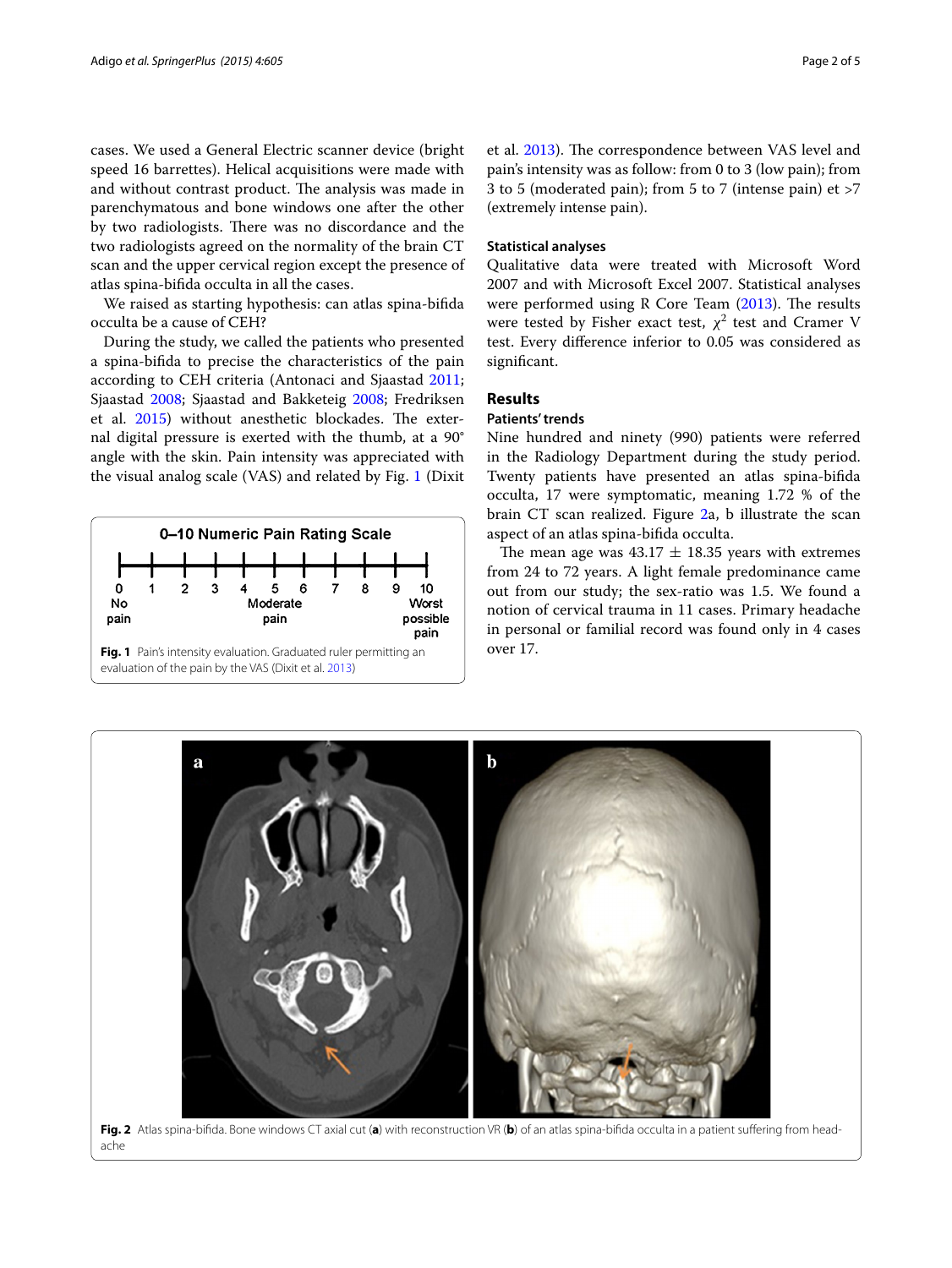cases. We used a General Electric scanner device (bright speed 16 barrettes). Helical acquisitions were made with and without contrast product. The analysis was made in parenchymatous and bone windows one after the other by two radiologists. There was no discordance and the two radiologists agreed on the normality of the brain CT scan and the upper cervical region except the presence of atlas spina-bifida occulta in all the cases.

We raised as starting hypothesis: can atlas spina-bifida occulta be a cause of CEH?

During the study, we called the patients who presented a spina-bifida to precise the characteristics of the pain according to CEH criteria (Antonaci and Sjaastad 2011; Sjaastad 2008; Sjaastad and Bakketeig 2008; Fredriksen et al. 2015) without anesthetic blockades. The external digital pressure is exerted with the thumb, at a 90° angle with the skin. Pain intensity was appreciated with the visual analog scale (VAS) and related by Fig. 1 (Dixit et al. 2013). The correspondence between VAS level and pain's intensity was as follow: from 0 to 3 (low pain); from 3 to 5 (moderated pain); from 5 to 7 (intense pain) et >7 (extremely intense pain).

0–10 Numeric Pain Rating Scale

0 No pain — 1 — 2 — 3 — 4 — 5 Moderate pain — 6 — 7 — 8 — 9 — 10 Worst possible pain

**Fig. 1** Pain's intensity evaluation. Graduated ruler permitting an evaluation of the pain by the VAS (Dixit et al. 2013)

### Statistical analyses

Qualitative data were treated with Microsoft Word 2007 and with Microsoft Excel 2007. Statistical analyses were performed using R Core Team (2013). The results were tested by Fisher exact test, $\chi^2$ test and Cramer V test. Every difference inferior to 0.05 was considered as significant.

## Results

### Patients' trends

Nine hundred and ninety (990) patients were referred in the Radiology Department during the study period. Twenty patients have presented an atlas spina-bifida occulta, 17 were symptomatic, meaning 1.72 % of the brain CT scan realized. Figure 2a, b illustrate the scan aspect of an atlas spina-bifida occulta.

The mean age was 43.17 ± 18.35 years with extremes from 24 to 72 years. A light female predominance came out from our study; the sex-ratio was 1.5. We found a notion of cervical trauma in 11 cases. Primary headache in personal or familial record was found only in 4 cases over 17.

**Fig. 2** Atlas spina-bifida. Bone windows CT axial cut (**a**) with reconstruction VR (**b**) of an atlas spina-bifida occulta in a patient suffering from headache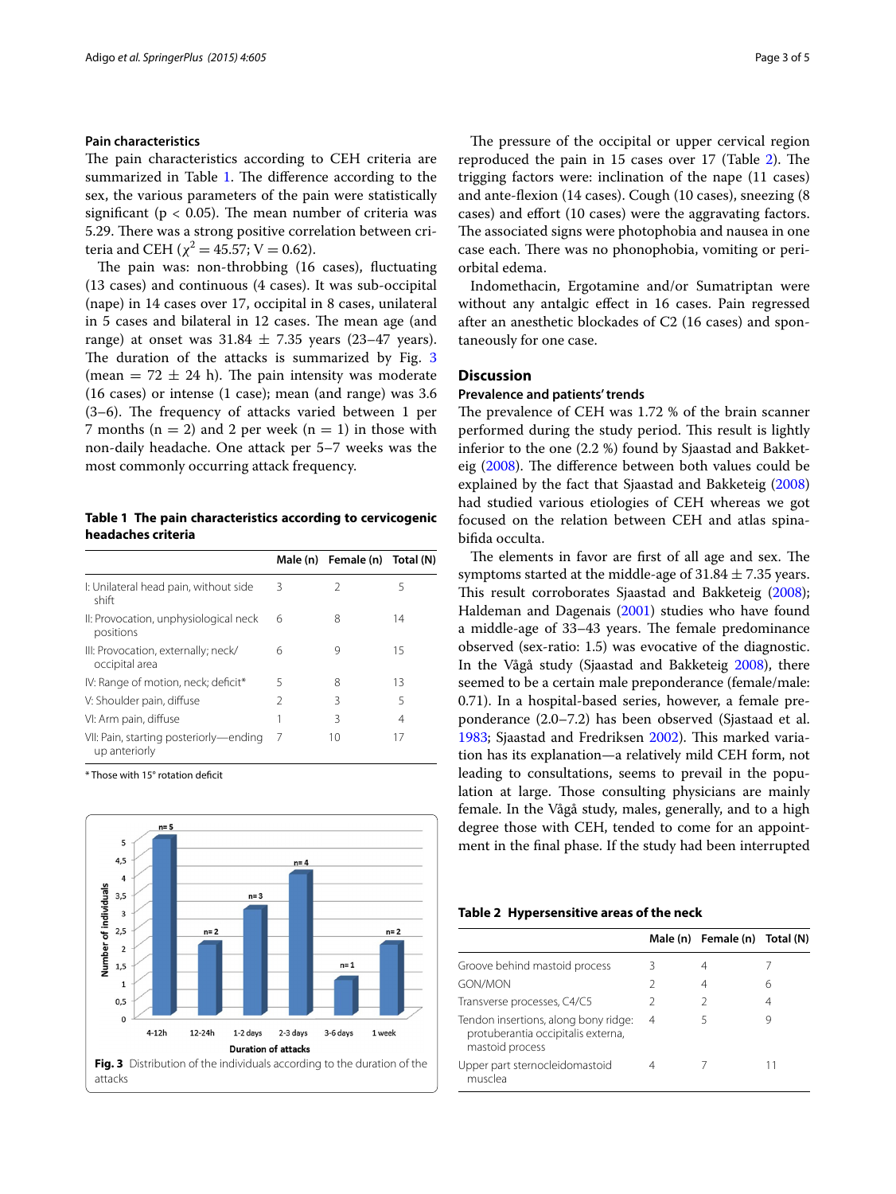### Pain characteristics

The pain characteristics according to CEH criteria are summarized in Table 1. The difference according to the sex, the various parameters of the pain were statistically significant ($p < 0.05$). The mean number of criteria was 5.29. There was a strong positive correlation between criteria and CEH ($\chi^2 = 45.57$; V = 0.62).

The pain was: non-throbbing (16 cases), fluctuating (13 cases) and continuous (4 cases). It was sub-occipital (nape) in 14 cases over 17, occipital in 8 cases, unilateral in 5 cases and bilateral in 12 cases. The mean age (and range) at onset was 31.84 ± 7.35 years (23–47 years). The duration of the attacks is summarized by Fig. 3 (mean = 72 ± 24 h). The pain intensity was moderate (16 cases) or intense (1 case); mean (and range) was 3.6 (3–6). The frequency of attacks varied between 1 per 7 months (n = 2) and 2 per week (n = 1) in those with non-daily headache. One attack per 5–7 weeks was the most commonly occurring attack frequency.

**Table 1 The pain characteristics according to cervicogenic headaches criteria**

| | Male (n) | Female (n) | Total (N) |
|---|---|---|---|
| I: Unilateral head pain, without side shift | 3 | 2 | 5 |
| II: Provocation, unphysiological neck positions | 6 | 8 | 14 |
| III: Provocation, externally; neck/occipital area | 6 | 9 | 15 |
| IV: Range of motion, neck; deficit* | 5 | 8 | 13 |
| V: Shoulder pain, diffuse | 2 | 3 | 5 |
| VI: Arm pain, diffuse | 1 | 3 | 4 |
| VII: Pain, starting posteriorly—ending up anteriorly | 7 | 10 | 17 |

\* Those with 15° rotation deficit

**Fig. 3** Distribution of the individuals according to the duration of the attacks

The pressure of the occipital or upper cervical region reproduced the pain in 15 cases over 17 (Table 2). The trigging factors were: inclination of the nape (11 cases) and ante-flexion (14 cases). Cough (10 cases), sneezing (8 cases) and effort (10 cases) were the aggravating factors. The associated signs were photophobia and nausea in one case each. There was no phonophobia, vomiting or periorbital edema.

Indomethacin, Ergotamine and/or Sumatriptan were without any antalgic effect in 16 cases. Pain regressed after an anesthetic blockades of C2 (16 cases) and spontaneously for one case.

## Discussion

### Prevalence and patients' trends

The prevalence of CEH was 1.72 % of the brain scanner performed during the study period. This result is lightly inferior to the one (2.2 %) found by Sjaastad and Bakketeig (2008). The difference between both values could be explained by the fact that Sjaastad and Bakketeig (2008) had studied various etiologies of CEH whereas we got focused on the relation between CEH and atlas spina-bifida occulta.

The elements in favor are first of all age and sex. The symptoms started at the middle-age of 31.84 ± 7.35 years. This result corroborates Sjaastad and Bakketeig (2008); Haldeman and Dagenais (2001) studies who have found a middle-age of 33–43 years. The female predominance observed (sex-ratio: 1.5) was evocative of the diagnostic. In the Vågå study (Sjaastad and Bakketeig 2008), there seemed to be a certain male preponderance (female/male: 0.71). In a hospital-based series, however, a female preponderance (2.0–7.2) has been observed (Sjastaad et al. 1983; Sjaastad and Fredriksen 2002). This marked variation has its explanation—a relatively mild CEH form, not leading to consultations, seems to prevail in the population at large. Those consulting physicians are mainly female. In the Vågå study, males, generally, and to a high degree those with CEH, tended to come for an appointment in the final phase. If the study had been interrupted

**Table 2 Hypersensitive areas of the neck**

| | Male (n) | Female (n) | Total (N) |
|---|---|---|---|
| Groove behind mastoid process | 3 | 4 | 7 |
| GON/MON | 2 | 4 | 6 |
| Transverse processes, C4/C5 | 2 | 2 | 4 |
| Tendon insertions, along bony ridge: protuberantia occipitalis externa, mastoid process | 4 | 5 | 9 |
| Upper part sternocleidomastoid musclea | 4 | 7 | 11 |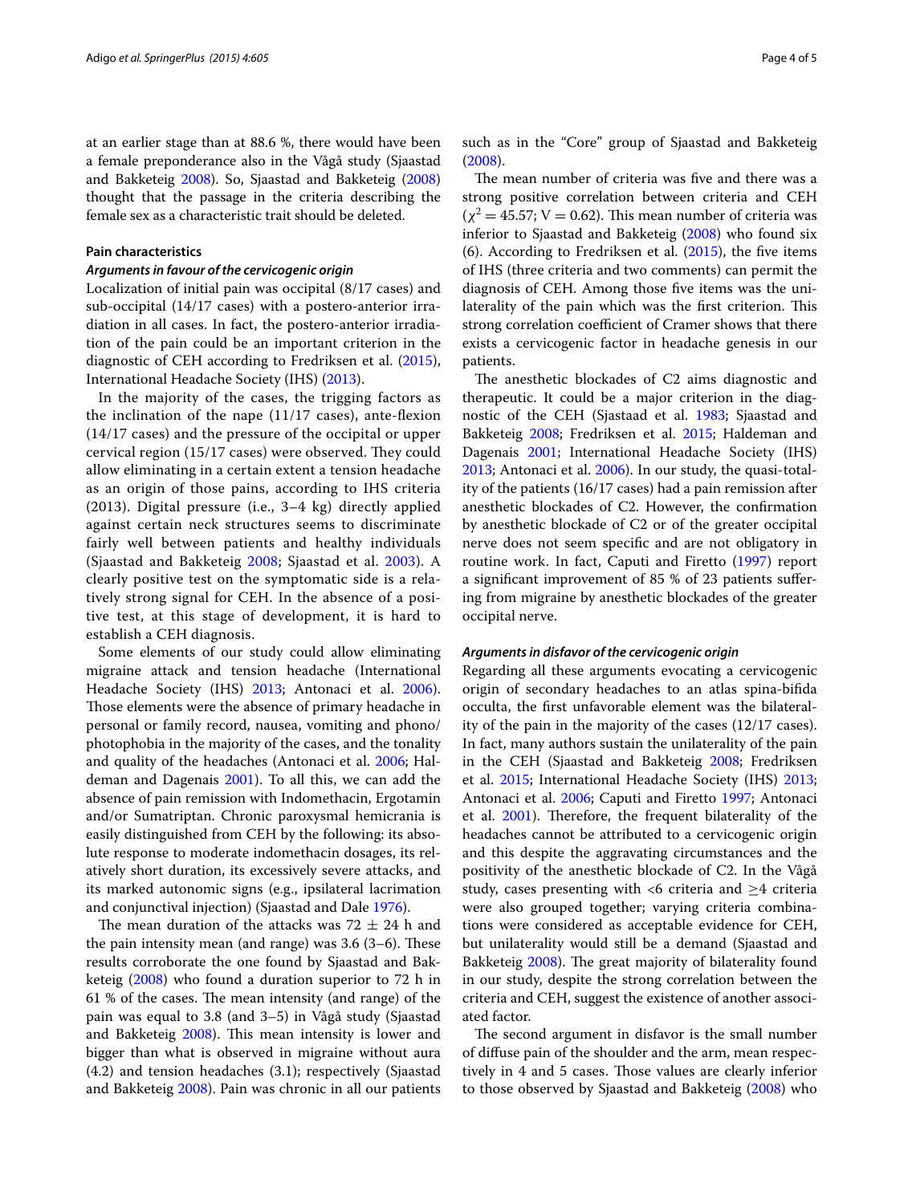at an earlier stage than at 88.6 %, there would have been a female preponderance also in the Vågå study (Sjaastad and Bakketeig 2008). So, Sjaastad and Bakketeig (2008) thought that the passage in the criteria describing the female sex as a characteristic trait should be deleted.

#### Pain characteristics

##### *Arguments in favour of the cervicogenic origin*

Localization of initial pain was occipital (8/17 cases) and sub-occipital (14/17 cases) with a postero-anterior irradiation in all cases. In fact, the postero-anterior irradiation of the pain could be an important criterion in the diagnostic of CEH according to Fredriksen et al. (2015), International Headache Society (IHS) (2013).

In the majority of the cases, the trigging factors as the inclination of the nape (11/17 cases), ante-flexion (14/17 cases) and the pressure of the occipital or upper cervical region (15/17 cases) were observed. They could allow eliminating in a certain extent a tension headache as an origin of those pains, according to IHS criteria (2013). Digital pressure (i.e., 3–4 kg) directly applied against certain neck structures seems to discriminate fairly well between patients and healthy individuals (Sjaastad and Bakketeig 2008; Sjaastad et al. 2003). A clearly positive test on the symptomatic side is a relatively strong signal for CEH. In the absence of a positive test, at this stage of development, it is hard to establish a CEH diagnosis.

Some elements of our study could allow eliminating migraine attack and tension headache (International Headache Society (IHS) 2013; Antonaci et al. 2006). Those elements were the absence of primary headache in personal or family record, nausea, vomiting and phono/photophobia in the majority of the cases, and the tonality and quality of the headaches (Antonaci et al. 2006; Haldeman and Dagenais 2001). To all this, we can add the absence of pain remission with Indomethacin, Ergotamin and/or Sumatriptan. Chronic paroxysmal hemicrania is easily distinguished from CEH by the following: its absolute response to moderate indomethacin dosages, its relatively short duration, its excessively severe attacks, and its marked autonomic signs (e.g., ipsilateral lacrimation and conjunctival injection) (Sjaastad and Dale 1976).

The mean duration of the attacks was 72 ± 24 h and the pain intensity mean (and range) was 3.6 (3–6). These results corroborate the one found by Sjaastad and Bakketeig (2008) who found a duration superior to 72 h in 61 % of the cases. The mean intensity (and range) of the pain was equal to 3.8 (and 3–5) in Vågå study (Sjaastad and Bakketeig 2008). This mean intensity is lower and bigger than what is observed in migraine without aura (4.2) and tension headaches (3.1); respectively (Sjaastad and Bakketeig 2008). Pain was chronic in all our patients such as in the "Core" group of Sjaastad and Bakketeig (2008).

The mean number of criteria was five and there was a strong positive correlation between criteria and CEH ($\chi^2 = 45.57$; $V = 0.62$). This mean number of criteria was inferior to Sjaastad and Bakketeig (2008) who found six (6). According to Fredriksen et al. (2015), the five items of IHS (three criteria and two comments) can permit the diagnosis of CEH. Among those five items was the unilaterality of the pain which was the first criterion. This strong correlation coefficient of Cramer shows that there exists a cervicogenic factor in headache genesis in our patients.

The anesthetic blockades of C2 aims diagnostic and therapeutic. It could be a major criterion in the diagnostic of the CEH (Sjastaad et al. 1983; Sjaastad and Bakketeig 2008; Fredriksen et al. 2015; Haldeman and Dagenais 2001; International Headache Society (IHS) 2013; Antonaci et al. 2006). In our study, the quasi-totality of the patients (16/17 cases) had a pain remission after anesthetic blockades of C2. However, the confirmation by anesthetic blockade of C2 or of the greater occipital nerve does not seem specific and are not obligatory in routine work. In fact, Caputi and Firetto (1997) report a significant improvement of 85 % of 23 patients suffering from migraine by anesthetic blockades of the greater occipital nerve.

##### *Arguments in disfavor of the cervicogenic origin*

Regarding all these arguments evocating a cervicogenic origin of secondary headaches to an atlas spina-bifida occulta, the first unfavorable element was the bilaterality of the pain in the majority of the cases (12/17 cases). In fact, many authors sustain the unilaterality of the pain in the CEH (Sjaastad and Bakketeig 2008; Fredriksen et al. 2015; International Headache Society (IHS) 2013; Antonaci et al. 2006; Caputi and Firetto 1997; Antonaci et al. 2001). Therefore, the frequent bilaterality of the headaches cannot be attributed to a cervicogenic origin and this despite the aggravating circumstances and the positivity of the anesthetic blockade of C2. In the Vågå study, cases presenting with <6 criteria and ≥4 criteria were also grouped together; varying criteria combinations were considered as acceptable evidence for CEH, but unilaterality would still be a demand (Sjaastad and Bakketeig 2008). The great majority of bilaterality found in our study, despite the strong correlation between the criteria and CEH, suggest the existence of another associated factor.

The second argument in disfavor is the small number of diffuse pain of the shoulder and the arm, mean respectively in 4 and 5 cases. Those values are clearly inferior to those observed by Sjaastad and Bakketeig (2008) who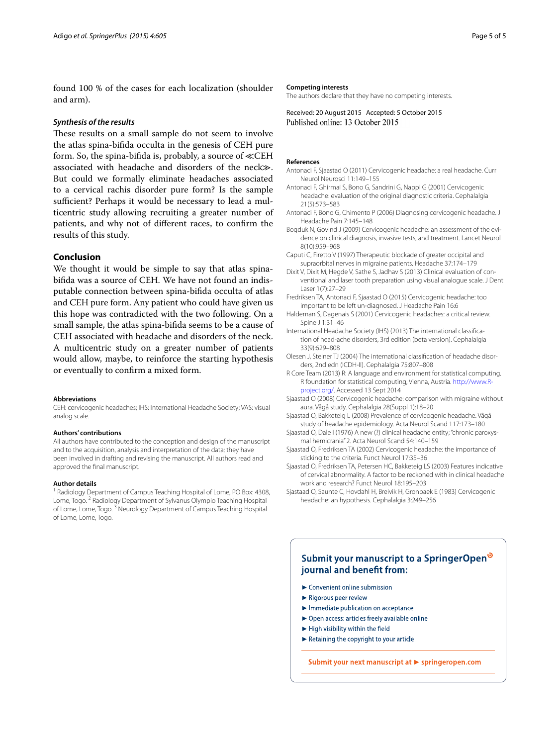found 100 % of the cases for each localization (shoulder and arm).

### *Synthesis of the results*

These results on a small sample do not seem to involve the atlas spina-bifida occulta in the genesis of CEH pure form. So, the spina-bifida is, probably, a source of ≪CEH associated with headache and disorders of the neck≫. But could we formally eliminate headaches associated to a cervical rachis disorder pure form? Is the sample sufficient? Perhaps it would be necessary to lead a multicentric study allowing recruiting a greater number of patients, and why not of different races, to confirm the results of this study.

## Conclusion

We thought it would be simple to say that atlas spina-bifida was a source of CEH. We have not found an indisputable connection between spina-bifida occulta of atlas and CEH pure form. Any patient who could have given us this hope was contradicted with the two following. On a small sample, the atlas spina-bifida seems to be a cause of CEH associated with headache and disorders of the neck. A multicentric study on a greater number of patients would allow, maybe, to reinforce the starting hypothesis or eventually to confirm a mixed form.

#### Abbreviations

CEH: cervicogenic headaches; IHS: International Headache Society; VAS: visual analog scale.

#### Authors' contributions

All authors have contributed to the conception and design of the manuscript and to the acquisition, analysis and interpretation of the data; they have been involved in drafting and revising the manuscript. All authors read and approved the final manuscript.

#### Author details

[1] Radiology Department of Campus Teaching Hospital of Lome, PO Box: 4308, Lome, Togo. [2] Radiology Department of Sylvanus Olympio Teaching Hospital of Lome, Lome, Togo. [3] Neurology Department of Campus Teaching Hospital of Lome, Lome, Togo.

#### Competing interests

The authors declare that they have no competing interests.

Received: 20 August 2015 Accepted: 5 October 2015
Published online: 13 October 2015

#### References

Antonaci F, Sjaastad O (2011) Cervicogenic headache: a real headache. Curr Neurol Neurosci 11:149–155

Antonaci F, Ghirmai S, Bono G, Sandrini G, Nappi G (2001) Cervicogenic headache: evaluation of the original diagnostic criteria. Cephalalgia 21(5):573–583

Antonaci F, Bono G, Chimento P (2006) Diagnosing cervicogenic headache. J Headache Pain 7:145–148

Bogduk N, Govind J (2009) Cervicogenic headache: an assessment of the evidence on clinical diagnosis, invasive tests, and treatment. Lancet Neurol 8(10):959–968

Caputi C, Firetto V (1997) Therapeutic blockade of greater occipital and supraorbital nerves in migraine patients. Headache 37:174–179

Dixit V, Dixit M, Hegde V, Sathe S, Jadhav S (2013) Clinical evaluation of conventional and laser tooth preparation using visual analogue scale. J Dent Laser 1(7):27–29

Fredriksen TA, Antonaci F, Sjaastad O (2015) Cervicogenic headache: too important to be left un-diagnosed. J Headache Pain 16:6

Haldeman S, Dagenais S (2001) Cervicogenic headaches: a critical review. Spine J 1:31–46

International Headache Society (IHS) (2013) The international classification of head-ache disorders, 3rd edition (beta version). Cephalalgia 33(9):629–808

Olesen J, Steiner TJ (2004) The international classification of headache disorders, 2nd edn (ICDH-II). Cephalalgia 75:807–808

R Core Team (2013) R: A language and environment for statistical computing. R foundation for statistical computing, Vienna, Austria. http://www.R-project.org/. Accessed 13 Sept 2014

Sjaastad O (2008) Cervicogenic headache: comparison with migraine without aura. Vågå study. Cephalalgia 28(Suppl 1):18–20

Sjaastad O, Bakketeig L (2008) Prevalence of cervicogenic headache. Vågå study of headache epidemiology. Acta Neurol Scand 117:173–180

Sjaastad O, Dale I (1976) A new (?) clinical headache entity; "chronic paroxysmal hemicrania" 2. Acta Neurol Scand 54:140–159

Sjaastad O, Fredriksen TA (2002) Cervicogenic headache: the importance of sticking to the criteria. Funct Neurol 17:35–36

Sjaastad O, Fredriksen TA, Petersen HC, Bakketeig LS (2003) Features indicative of cervical abnormality. A factor to be reckoned with in clinical headache work and research? Funct Neurol 18:195–203

Sjastaad O, Saunte C, Hovdahl H, Breivik H, Gronbaek E (1983) Cervicogenic headache: an hypothesis. Cephalalgia 3:249–256